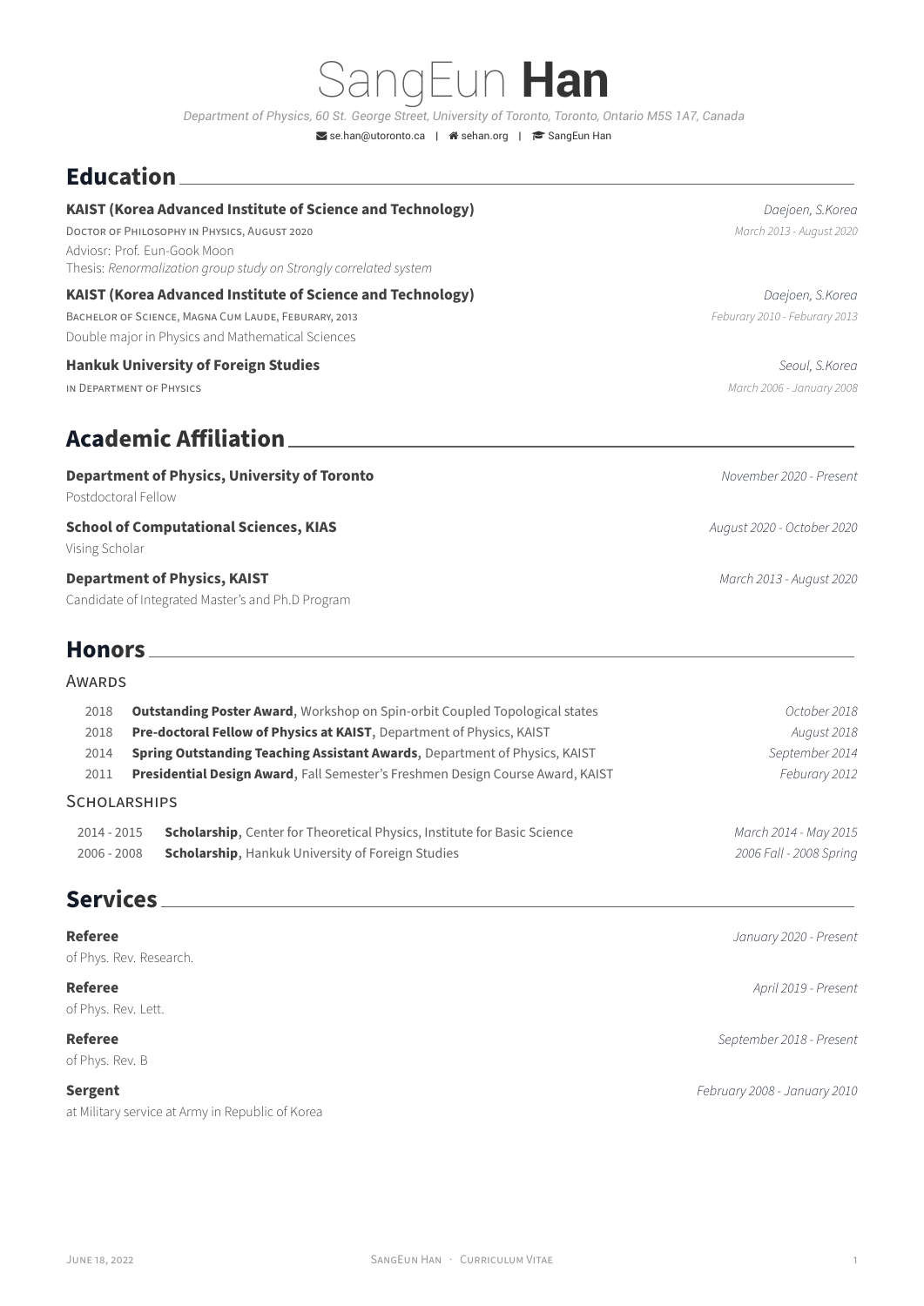# SangEun **Han**

*Department of Physics, 60 St. George Street, University of Toronto, Toronto, Ontario M5S 1A7, Canada*

se.han@utoronto.ca | sehan.org | SangEun Han

## Education

**KAIST (Korea Advanced Institute of Science and Technology)** — *Daejoen, S.Korea*
DOCTOR OF PHILOSOPHY IN PHYSICS, AUGUST 2020 — *March 2013 - August 2020*
Adviosr: Prof. Eun-Gook Moon
Thesis: *Renormalization group study on Strongly correlated system*

**KAIST (Korea Advanced Institute of Science and Technology)** — *Daejoen, S.Korea*
BACHELOR OF SCIENCE, MAGNA CUM LAUDE, FEBURARY, 2013 — *Feburary 2010 - Feburary 2013*
Double major in Physics and Mathematical Sciences

**Hankuk University of Foreign Studies** — *Seoul, S.Korea*
IN DEPARTMENT OF PHYSICS — *March 2006 - January 2008*

## Academic Affiliation

**Department of Physics, University of Toronto** — *November 2020 - Present*
Postdoctoral Fellow

**School of Computational Sciences, KIAS** — *August 2020 - October 2020*
Vising Scholar

**Department of Physics, KAIST** — *March 2013 - August 2020*
Candidate of Integrated Master's and Ph.D Program

## Honors

### AWARDS

| | | |
|---|---|---|
| 2018 | **Outstanding Poster Award**, Workshop on Spin-orbit Coupled Topological states | *October 2018* |
| 2018 | **Pre-doctoral Fellow of Physics at KAIST**, Department of Physics, KAIST | *August 2018* |
| 2014 | **Spring Outstanding Teaching Assistant Awards**, Department of Physics, KAIST | *September 2014* |
| 2011 | **Presidential Design Award**, Fall Semester's Freshmen Design Course Award, KAIST | *Feburary 2012* |

### SCHOLARSHIPS

| | | |
|---|---|---|
| 2014 - 2015 | **Scholarship**, Center for Theoretical Physics, Institute for Basic Science | *March 2014 - May 2015* |
| 2006 - 2008 | **Scholarship**, Hankuk University of Foreign Studies | *2006 Fall - 2008 Spring* |

## Services

**Referee** — *January 2020 - Present*
of Phys. Rev. Research.

**Referee** — *April 2019 - Present*
of Phys. Rev. Lett.

**Referee** — *September 2018 - Present*
of Phys. Rev. B

**Sergent** — *February 2008 - January 2010*
at Military service at Army in Republic of Korea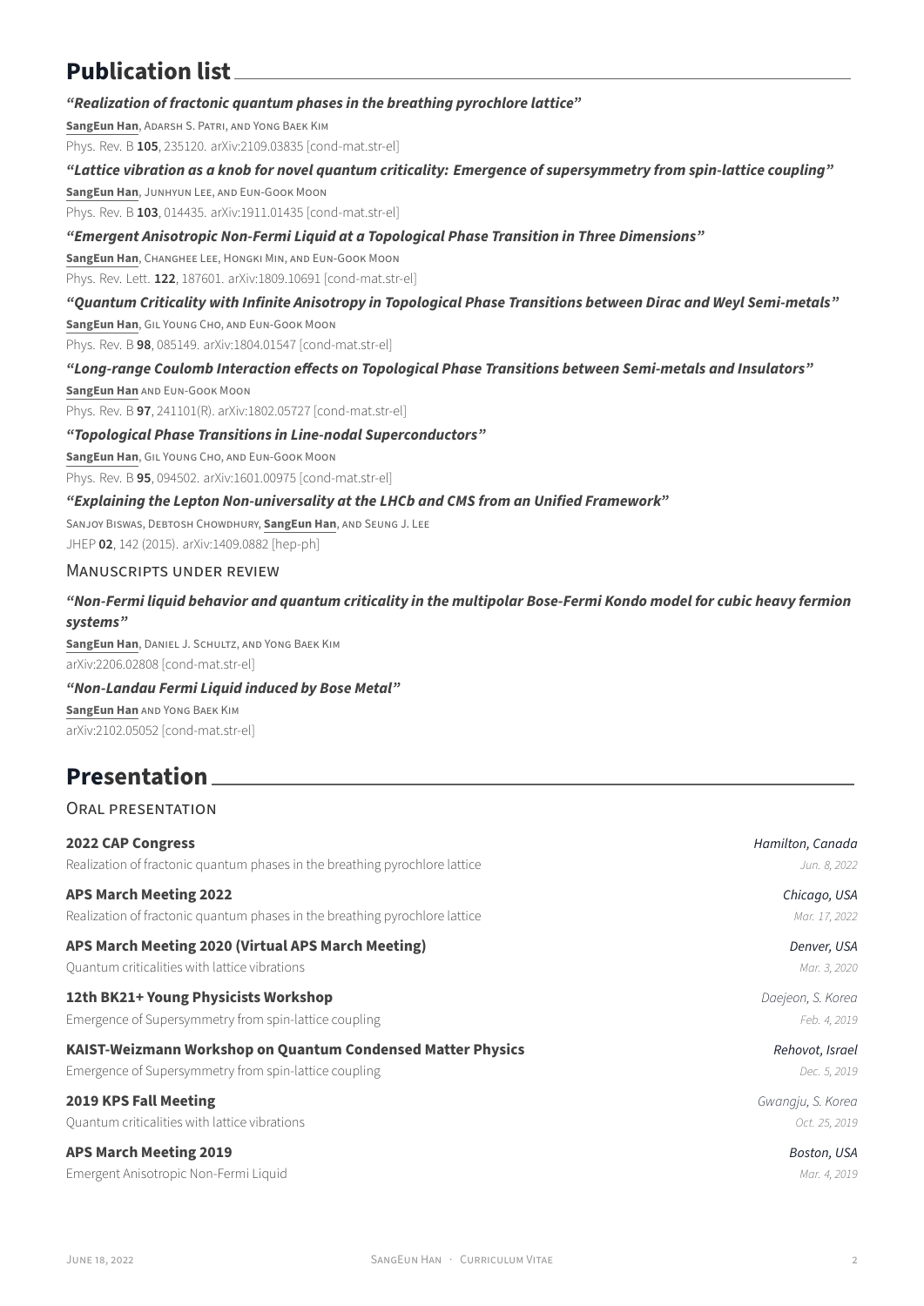## Publication list

***"Realization of fractonic quantum phases in the breathing pyrochlore lattice"***
**SangEun Han**, Adarsh S. Patri, and Yong Baek Kim
Phys. Rev. B **105**, 235120. arXiv:2109.03835 [cond-mat.str-el]

***"Lattice vibration as a knob for novel quantum criticality: Emergence of supersymmetry from spin-lattice coupling"***
**SangEun Han**, Junhyun Lee, and Eun-Gook Moon
Phys. Rev. B **103**, 014435. arXiv:1911.01435 [cond-mat.str-el]

***"Emergent Anisotropic Non-Fermi Liquid at a Topological Phase Transition in Three Dimensions"***
**SangEun Han**, Changhee Lee, Hongki Min, and Eun-Gook Moon
Phys. Rev. Lett. **122**, 187601. arXiv:1809.10691 [cond-mat.str-el]

***"Quantum Criticality with Infinite Anisotropy in Topological Phase Transitions between Dirac and Weyl Semi-metals"***
**SangEun Han**, Gil Young Cho, and Eun-Gook Moon
Phys. Rev. B **98**, 085149. arXiv:1804.01547 [cond-mat.str-el]

***"Long-range Coulomb Interaction effects on Topological Phase Transitions between Semi-metals and Insulators"***
**SangEun Han** and Eun-Gook Moon
Phys. Rev. B **97**, 241101(R). arXiv:1802.05727 [cond-mat.str-el]

***"Topological Phase Transitions in Line-nodal Superconductors"***
**SangEun Han**, Gil Young Cho, and Eun-Gook Moon
Phys. Rev. B **95**, 094502. arXiv:1601.00975 [cond-mat.str-el]

***"Explaining the Lepton Non-universality at the LHCb and CMS from an Unified Framework"***
Sanjoy Biswas, Debtosh Chowdhury, **SangEun Han**, and Seung J. Lee
JHEP **02**, 142 (2015). arXiv:1409.0882 [hep-ph]

### Manuscripts under review

***"Non-Fermi liquid behavior and quantum criticality in the multipolar Bose-Fermi Kondo model for cubic heavy fermion systems"***
**SangEun Han**, Daniel J. Schultz, and Yong Baek Kim
arXiv:2206.02808 [cond-mat.str-el]

***"Non-Landau Fermi Liquid induced by Bose Metal"***
**SangEun Han** and Yong Baek Kim
arXiv:2102.05052 [cond-mat.str-el]

## Presentation

### Oral presentation

**2022 CAP Congress** — *Hamilton, Canada*
Realization of fractonic quantum phases in the breathing pyrochlore lattice — *Jun. 8, 2022*

**APS March Meeting 2022** — *Chicago, USA*
Realization of fractonic quantum phases in the breathing pyrochlore lattice — *Mar. 17, 2022*

**APS March Meeting 2020 (Virtual APS March Meeting)** — *Denver, USA*
Quantum criticalities with lattice vibrations — *Mar. 3, 2020*

**12th BK21+ Young Physicists Workshop** — *Daejeon, S. Korea*
Emergence of Supersymmetry from spin-lattice coupling — *Feb. 4, 2019*

**KAIST-Weizmann Workshop on Quantum Condensed Matter Physics** — *Rehovot, Israel*
Emergence of Supersymmetry from spin-lattice coupling — *Dec. 5, 2019*

**2019 KPS Fall Meeting** — *Gwangju, S. Korea*
Quantum criticalities with lattice vibrations — *Oct. 25, 2019*

**APS March Meeting 2019** — *Boston, USA*
Emergent Anisotropic Non-Fermi Liquid — *Mar. 4, 2019*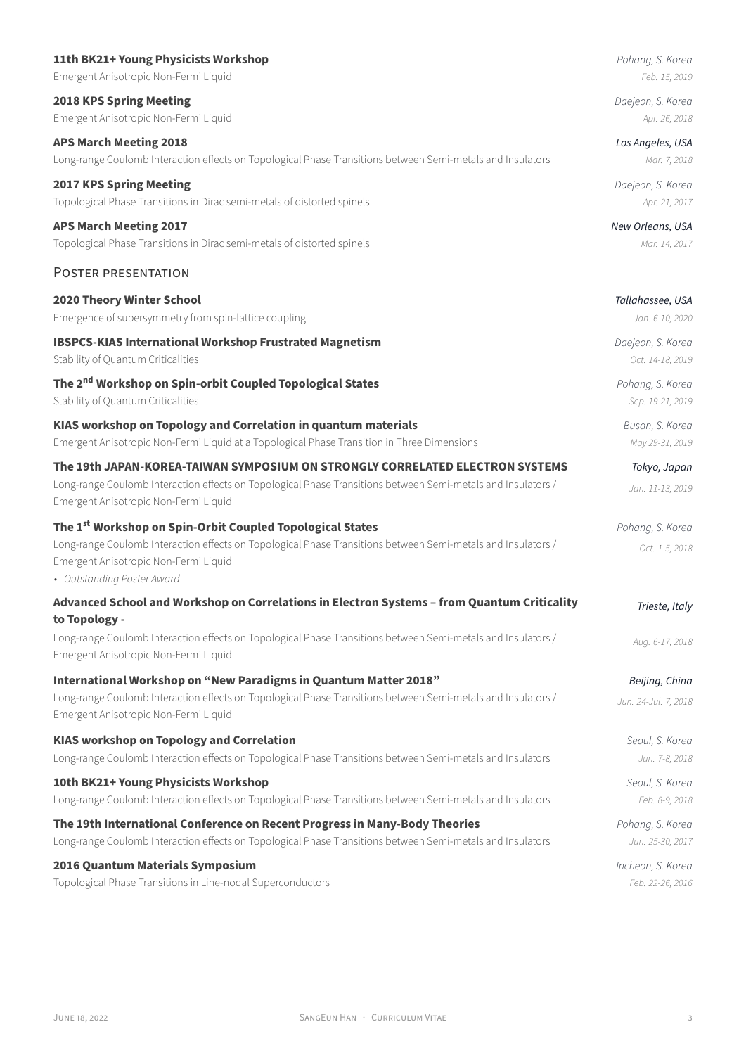**11th BK21+ Young Physicists Workshop** — *Pohang, S. Korea*
Emergent Anisotropic Non-Fermi Liquid — *Feb. 15, 2019*

**2018 KPS Spring Meeting** — *Daejeon, S. Korea*
Emergent Anisotropic Non-Fermi Liquid — *Apr. 26, 2018*

**APS March Meeting 2018** — *Los Angeles, USA*
Long-range Coulomb Interaction effects on Topological Phase Transitions between Semi-metals and Insulators — *Mar. 7, 2018*

**2017 KPS Spring Meeting** — *Daejeon, S. Korea*
Topological Phase Transitions in Dirac semi-metals of distorted spinels — *Apr. 21, 2017*

**APS March Meeting 2017** — *New Orleans, USA*
Topological Phase Transitions in Dirac semi-metals of distorted spinels — *Mar. 14, 2017*

## Poster presentation

**2020 Theory Winter School** — *Tallahassee, USA*
Emergence of supersymmetry from spin-lattice coupling — *Jan. 6-10, 2020*

**IBSPCS-KIAS International Workshop Frustrated Magnetism** — *Daejeon, S. Korea*
Stability of Quantum Criticalities — *Oct. 14-18, 2019*

**The 2nd Workshop on Spin-orbit Coupled Topological States** — *Pohang, S. Korea*
Stability of Quantum Criticalities — *Sep. 19-21, 2019*

**KIAS workshop on Topology and Correlation in quantum materials** — *Busan, S. Korea*
Emergent Anisotropic Non-Fermi Liquid at a Topological Phase Transition in Three Dimensions — *May 29-31, 2019*

**The 19th JAPAN-KOREA-TAIWAN SYMPOSIUM ON STRONGLY CORRELATED ELECTRON SYSTEMS** — *Tokyo, Japan*
Long-range Coulomb Interaction effects on Topological Phase Transitions between Semi-metals and Insulators / Emergent Anisotropic Non-Fermi Liquid — *Jan. 11-13, 2019*

**The 1st Workshop on Spin-Orbit Coupled Topological States** — *Pohang, S. Korea*
Long-range Coulomb Interaction effects on Topological Phase Transitions between Semi-metals and Insulators / Emergent Anisotropic Non-Fermi Liquid — *Oct. 1-5, 2018*
- *Outstanding Poster Award*

**Advanced School and Workshop on Correlations in Electron Systems – from Quantum Criticality to Topology -** — *Trieste, Italy*
Long-range Coulomb Interaction effects on Topological Phase Transitions between Semi-metals and Insulators / Emergent Anisotropic Non-Fermi Liquid — *Aug. 6-17, 2018*

**International Workshop on "New Paradigms in Quantum Matter 2018"** — *Beijing, China*
Long-range Coulomb Interaction effects on Topological Phase Transitions between Semi-metals and Insulators / Emergent Anisotropic Non-Fermi Liquid — *Jun. 24-Jul. 7, 2018*

**KIAS workshop on Topology and Correlation** — *Seoul, S. Korea*
Long-range Coulomb Interaction effects on Topological Phase Transitions between Semi-metals and Insulators — *Jun. 7-8, 2018*

**10th BK21+ Young Physicists Workshop** — *Seoul, S. Korea*
Long-range Coulomb Interaction effects on Topological Phase Transitions between Semi-metals and Insulators — *Feb. 8-9, 2018*

**The 19th International Conference on Recent Progress in Many-Body Theories** — *Pohang, S. Korea*
Long-range Coulomb Interaction effects on Topological Phase Transitions between Semi-metals and Insulators — *Jun. 25-30, 2017*

**2016 Quantum Materials Symposium** — *Incheon, S. Korea*
Topological Phase Transitions in Line-nodal Superconductors — *Feb. 22-26, 2016*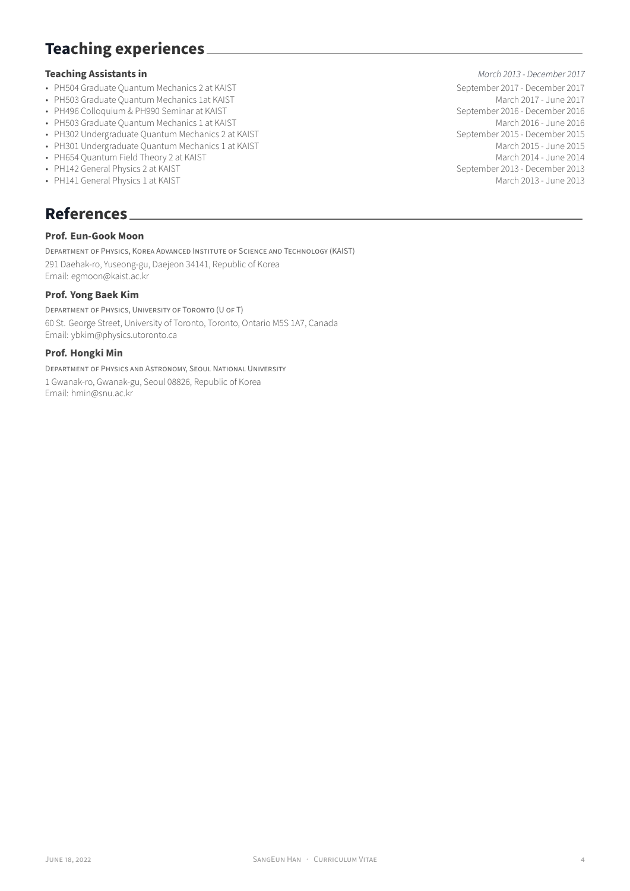## Teaching experiences

### Teaching Assistants in

*March 2013 - December 2017*

- PH504 Graduate Quantum Mechanics 2 at KAIST — September 2017 - December 2017
- PH503 Graduate Quantum Mechanics 1at KAIST — March 2017 - June 2017
- PH496 Colloquium & PH990 Seminar at KAIST — September 2016 - December 2016
- PH503 Graduate Quantum Mechanics 1 at KAIST — March 2016 - June 2016
- PH302 Undergraduate Quantum Mechanics 2 at KAIST — September 2015 - December 2015
- PH301 Undergraduate Quantum Mechanics 1 at KAIST — March 2015 - June 2015
- PH654 Quantum Field Theory 2 at KAIST — March 2014 - June 2014
- PH142 General Physics 2 at KAIST — September 2013 - December 2013
- PH141 General Physics 1 at KAIST — March 2013 - June 2013

## References

### Prof. Eun-Gook Moon

Department of Physics, Korea Advanced Institute of Science and Technology (KAIST)
291 Daehak-ro, Yuseong-gu, Daejeon 34141, Republic of Korea
Email: egmoon@kaist.ac.kr

### Prof. Yong Baek Kim

Department of Physics, University of Toronto (U of T)
60 St. George Street, University of Toronto, Toronto, Ontario M5S 1A7, Canada
Email: ybkim@physics.utoronto.ca

### Prof. Hongki Min

Department of Physics and Astronomy, Seoul National University
1 Gwanak-ro, Gwanak-gu, Seoul 08826, Republic of Korea
Email: hmin@snu.ac.kr